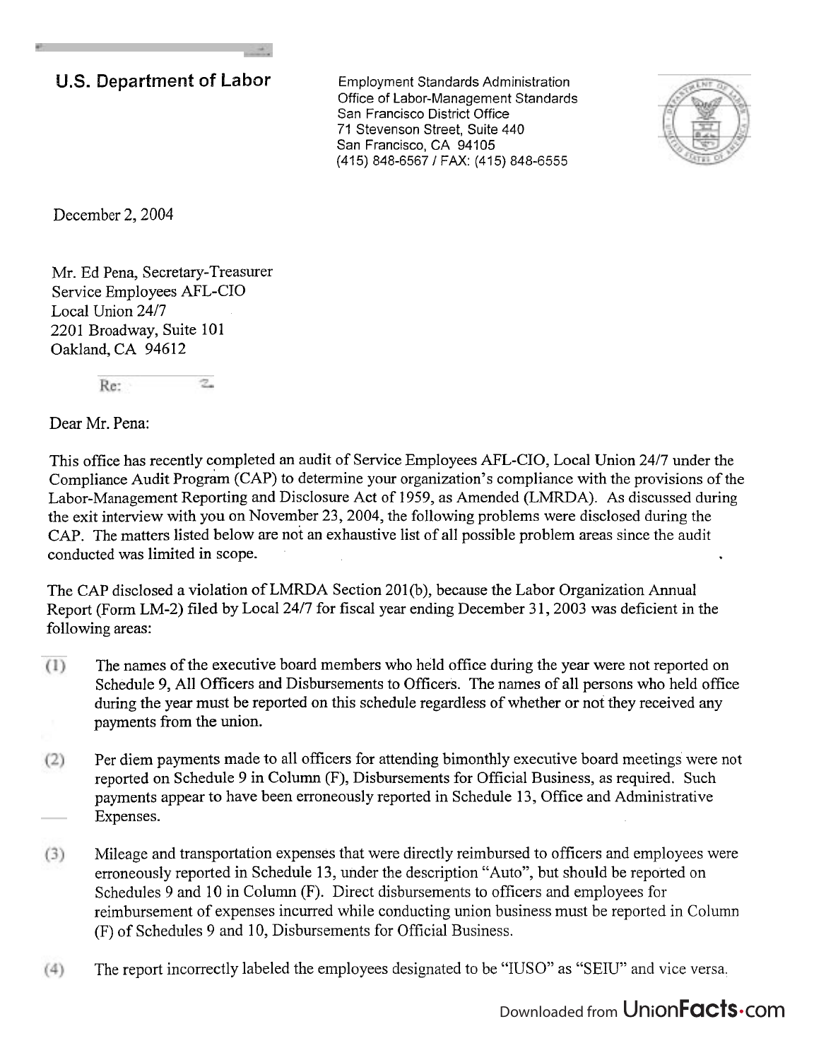**U.S. Department of Labor**

Employment Standards Administration
Office of Labor-Management Standards
San Francisco District Office
71 Stevenson Street, Suite 440
San Francisco, CA 94105
(415) 848-6567 / FAX: (415) 848-6555

December 2, 2004

Mr. Ed Pena, Secretary-Treasurer
Service Employees AFL-CIO
Local Union 24/7
2201 Broadway, Suite 101
Oakland, CA 94612

Re:

Dear Mr. Pena:

This office has recently completed an audit of Service Employees AFL-CIO, Local Union 24/7 under the Compliance Audit Program (CAP) to determine your organization's compliance with the provisions of the Labor-Management Reporting and Disclosure Act of 1959, as Amended (LMRDA). As discussed during the exit interview with you on November 23, 2004, the following problems were disclosed during the CAP. The matters listed below are not an exhaustive list of all possible problem areas since the audit conducted was limited in scope.

The CAP disclosed a violation of LMRDA Section 201(b), because the Labor Organization Annual Report (Form LM-2) filed by Local 24/7 for fiscal year ending December 31, 2003 was deficient in the following areas:

(1) The names of the executive board members who held office during the year were not reported on Schedule 9, All Officers and Disbursements to Officers. The names of all persons who held office during the year must be reported on this schedule regardless of whether or not they received any payments from the union.

(2) Per diem payments made to all officers for attending bimonthly executive board meetings were not reported on Schedule 9 in Column (F), Disbursements for Official Business, as required. Such payments appear to have been erroneously reported in Schedule 13, Office and Administrative Expenses.

(3) Mileage and transportation expenses that were directly reimbursed to officers and employees were erroneously reported in Schedule 13, under the description "Auto", but should be reported on Schedules 9 and 10 in Column (F). Direct disbursements to officers and employees for reimbursement of expenses incurred while conducting union business must be reported in Column (F) of Schedules 9 and 10, Disbursements for Official Business.

(4) The report incorrectly labeled the employees designated to be "IUSO" as "SEIU" and vice versa.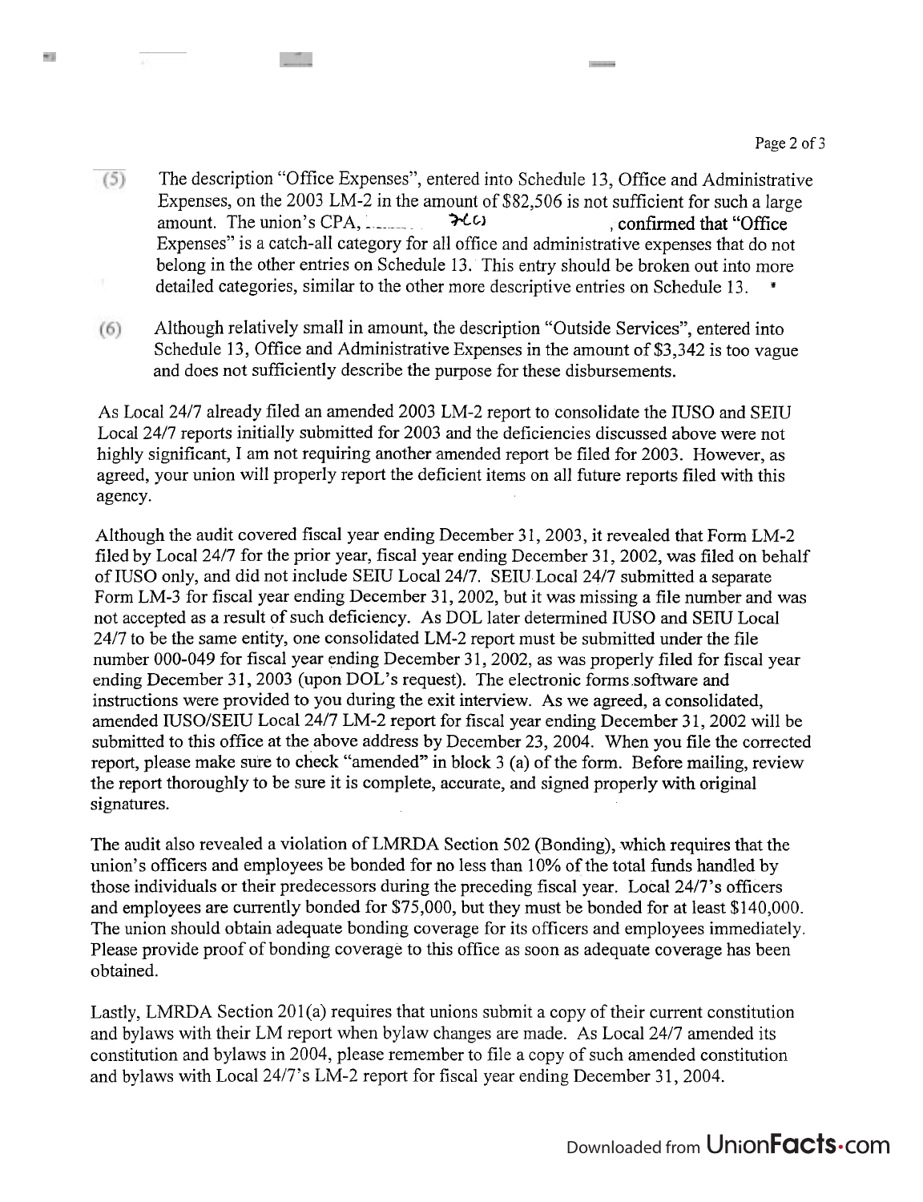(5) The description "Office Expenses", entered into Schedule 13, Office and Administrative Expenses, on the 2003 LM-2 in the amount of $82,506 is not sufficient for such a large amount. The union's CPA, 7(c), confirmed that "Office Expenses" is a catch-all category for all office and administrative expenses that do not belong in the other entries on Schedule 13. This entry should be broken out into more detailed categories, similar to the other more descriptive entries on Schedule 13.

(6) Although relatively small in amount, the description "Outside Services", entered into Schedule 13, Office and Administrative Expenses in the amount of $3,342 is too vague and does not sufficiently describe the purpose for these disbursements.

As Local 24/7 already filed an amended 2003 LM-2 report to consolidate the IUSO and SEIU Local 24/7 reports initially submitted for 2003 and the deficiencies discussed above were not highly significant, I am not requiring another amended report be filed for 2003. However, as agreed, your union will properly report the deficient items on all future reports filed with this agency.

Although the audit covered fiscal year ending December 31, 2003, it revealed that Form LM-2 filed by Local 24/7 for the prior year, fiscal year ending December 31, 2002, was filed on behalf of IUSO only, and did not include SEIU Local 24/7. SEIU Local 24/7 submitted a separate Form LM-3 for fiscal year ending December 31, 2002, but it was missing a file number and was not accepted as a result of such deficiency. As DOL later determined IUSO and SEIU Local 24/7 to be the same entity, one consolidated LM-2 report must be submitted under the file number 000-049 for fiscal year ending December 31, 2002, as was properly filed for fiscal year ending December 31, 2003 (upon DOL's request). The electronic forms software and instructions were provided to you during the exit interview. As we agreed, a consolidated, amended IUSO/SEIU Local 24/7 LM-2 report for fiscal year ending December 31, 2002 will be submitted to this office at the above address by December 23, 2004. When you file the corrected report, please make sure to check "amended" in block 3 (a) of the form. Before mailing, review the report thoroughly to be sure it is complete, accurate, and signed properly with original signatures.

The audit also revealed a violation of LMRDA Section 502 (Bonding), which requires that the union's officers and employees be bonded for no less than 10% of the total funds handled by those individuals or their predecessors during the preceding fiscal year. Local 24/7's officers and employees are currently bonded for $75,000, but they must be bonded for at least $140,000. The union should obtain adequate bonding coverage for its officers and employees immediately. Please provide proof of bonding coverage to this office as soon as adequate coverage has been obtained.

Lastly, LMRDA Section 201(a) requires that unions submit a copy of their current constitution and bylaws with their LM report when bylaw changes are made. As Local 24/7 amended its constitution and bylaws in 2004, please remember to file a copy of such amended constitution and bylaws with Local 24/7's LM-2 report for fiscal year ending December 31, 2004.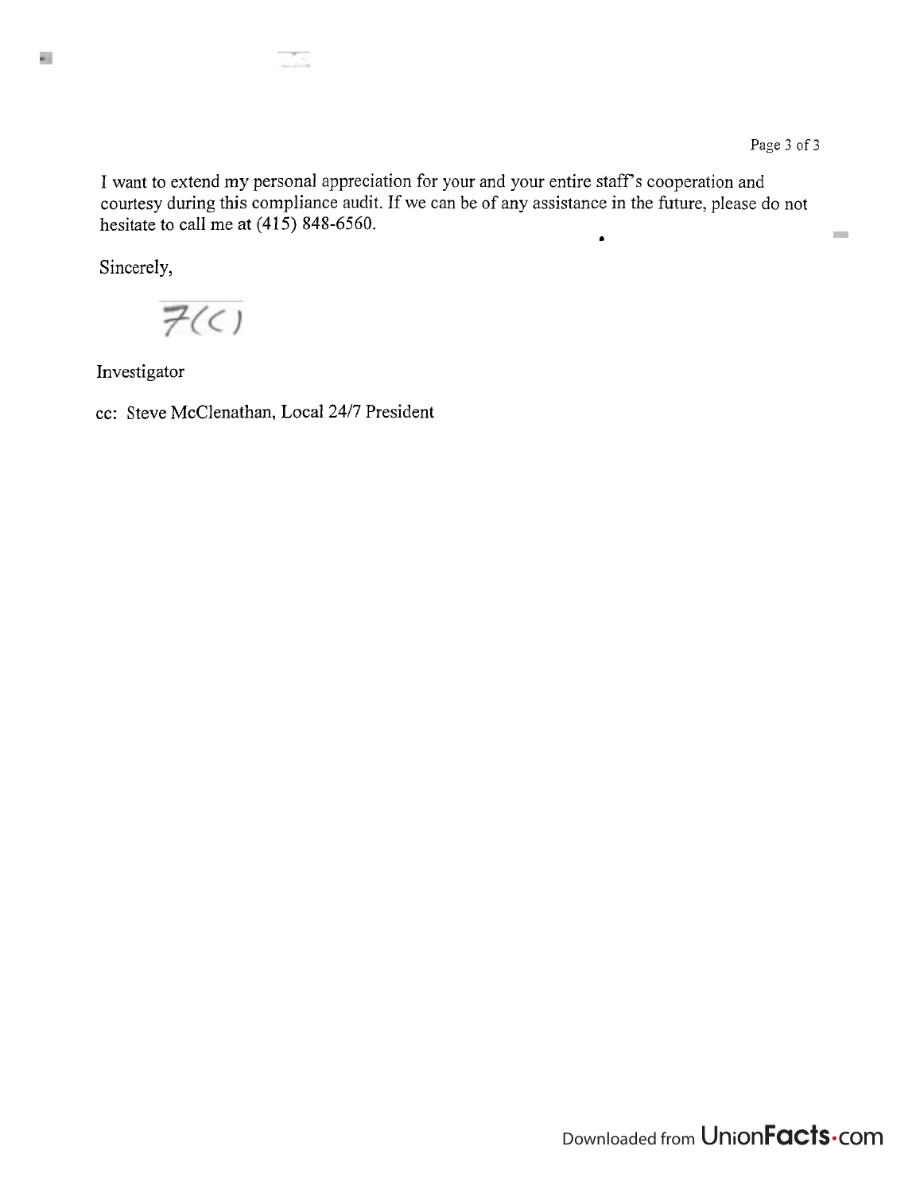I want to extend my personal appreciation for your and your entire staff's cooperation and courtesy during this compliance audit. If we can be of any assistance in the future, please do not hesitate to call me at (415) 848-6560.

Sincerely,

7(C)

Investigator

cc: Steve McClenathan, Local 24/7 President